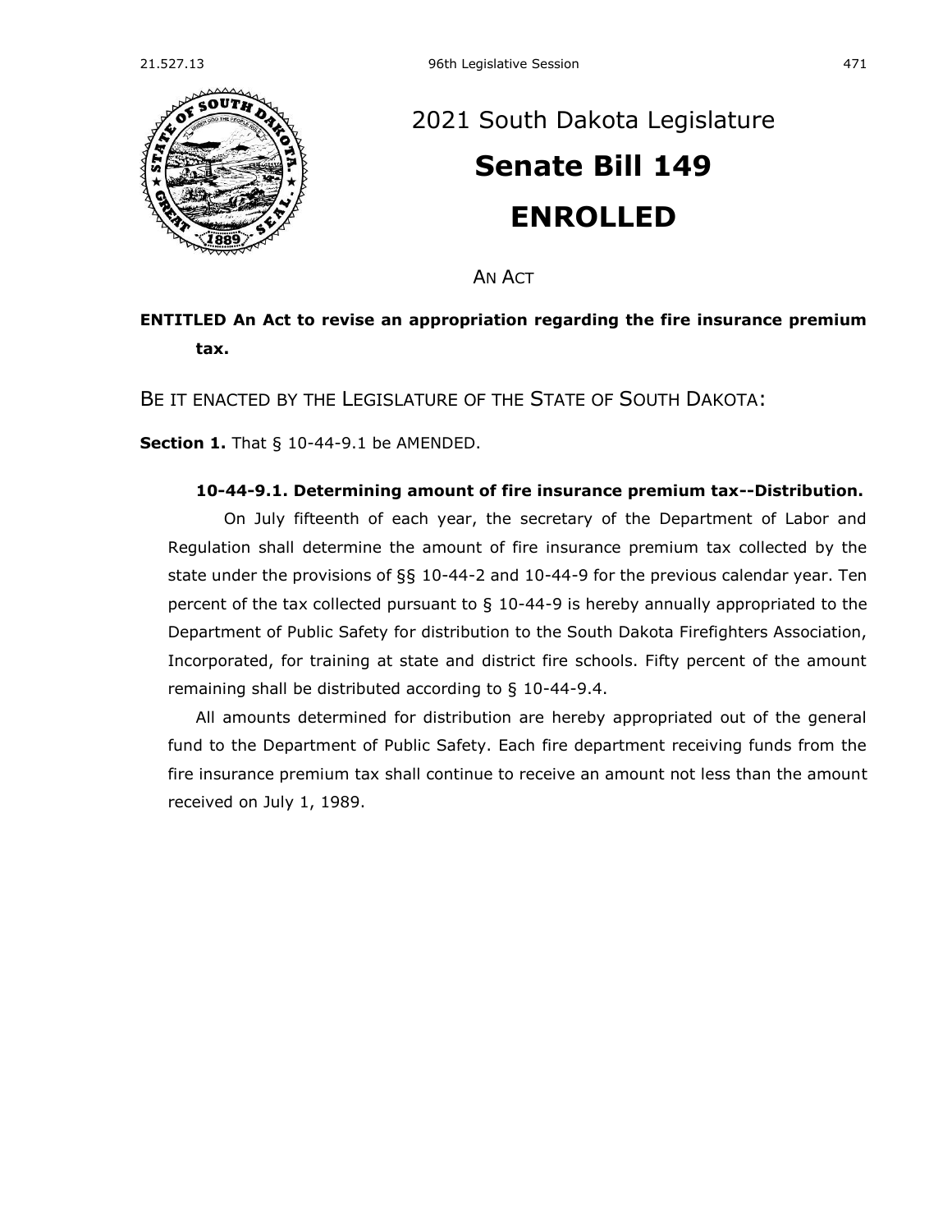# 2021 South Dakota Legislature

# Senate Bill 149

# ENROLLED

AN ACT

**ENTITLED An Act to revise an appropriation regarding the fire insurance premium tax.**

BE IT ENACTED BY THE LEGISLATURE OF THE STATE OF SOUTH DAKOTA:

**Section 1.** That § 10-44-9.1 be AMENDED.

**10-44-9.1. Determining amount of fire insurance premium tax--Distribution.**

On July fifteenth of each year, the secretary of the Department of Labor and Regulation shall determine the amount of fire insurance premium tax collected by the state under the provisions of §§ 10-44-2 and 10-44-9 for the previous calendar year. Ten percent of the tax collected pursuant to § 10-44-9 is hereby annually appropriated to the Department of Public Safety for distribution to the South Dakota Firefighters Association, Incorporated, for training at state and district fire schools. Fifty percent of the amount remaining shall be distributed according to § 10-44-9.4.

All amounts determined for distribution are hereby appropriated out of the general fund to the Department of Public Safety. Each fire department receiving funds from the fire insurance premium tax shall continue to receive an amount not less than the amount received on July 1, 1989.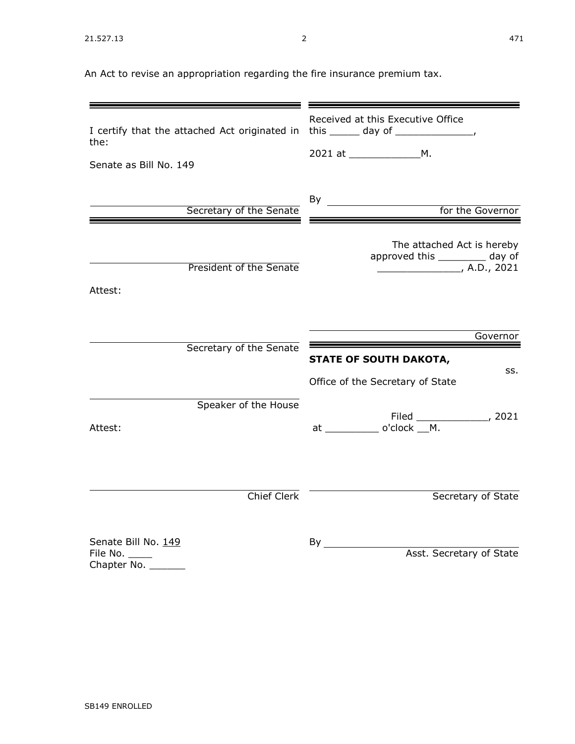An Act to revise an appropriation regarding the fire insurance premium tax.

I certify that the attached Act originated in the:

Senate as Bill No. 149

Secretary of the Senate

President of the Senate

Attest:

Secretary of the Senate

Speaker of the House

Attest:

Chief Clerk

Senate Bill No. 149
File No. ____
Chapter No. ______

Received at this Executive Office this _____ day of _____________,

2021 at ____________M.

By

for the Governor

The attached Act is hereby approved this ________ day of ______________, A.D., 2021

Governor

**STATE OF SOUTH DAKOTA,**

ss.

Office of the Secretary of State

Filed ____________, 2021 at _________ o'clock __M.

Secretary of State

By

Asst. Secretary of State